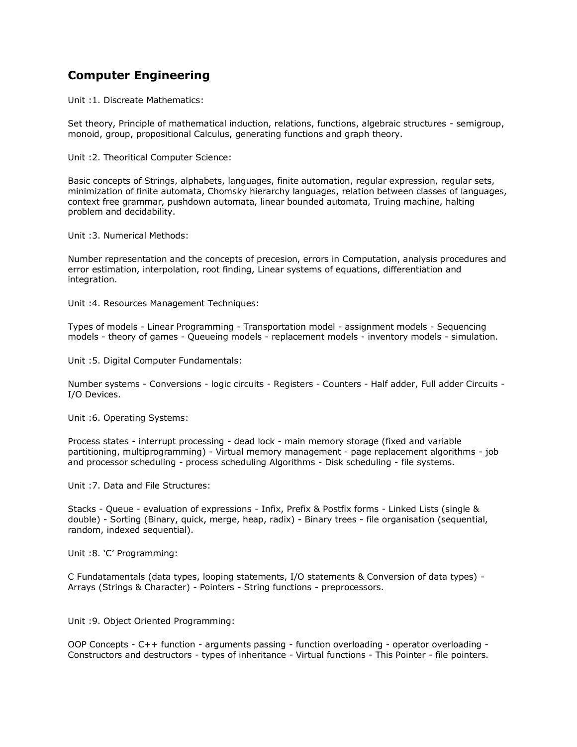## Computer Engineering

Unit :1. Discreate Mathematics:

Set theory, Principle of mathematical induction, relations, functions, algebraic structures - semigroup, monoid, group, propositional Calculus, generating functions and graph theory.

Unit :2. Theoritical Computer Science:

Basic concepts of Strings, alphabets, languages, finite automation, regular expression, regular sets, minimization of finite automata, Chomsky hierarchy languages, relation between classes of languages, context free grammar, pushdown automata, linear bounded automata, Truing machine, halting problem and decidability.

Unit :3. Numerical Methods:

Number representation and the concepts of precesion, errors in Computation, analysis procedures and error estimation, interpolation, root finding, Linear systems of equations, differentiation and integration.

Unit :4. Resources Management Techniques:

Types of models - Linear Programming - Transportation model - assignment models - Sequencing models - theory of games - Queueing models - replacement models - inventory models - simulation.

Unit :5. Digital Computer Fundamentals:

Number systems - Conversions - logic circuits - Registers - Counters - Half adder, Full adder Circuits - I/O Devices.

Unit :6. Operating Systems:

Process states - interrupt processing - dead lock - main memory storage (fixed and variable partitioning, multiprogramming) - Virtual memory management - page replacement algorithms - job and processor scheduling - process scheduling Algorithms - Disk scheduling - file systems.

Unit :7. Data and File Structures:

Stacks - Queue - evaluation of expressions - Infix, Prefix & Postfix forms - Linked Lists (single & double) - Sorting (Binary, quick, merge, heap, radix) - Binary trees - file organisation (sequential, random, indexed sequential).

Unit :8. 'C' Programming:

C Fundatamentals (data types, looping statements, I/O statements & Conversion of data types) - Arrays (Strings & Character) - Pointers - String functions - preprocessors.

Unit :9. Object Oriented Programming:

OOP Concepts - C++ function - arguments passing - function overloading - operator overloading - Constructors and destructors - types of inheritance - Virtual functions - This Pointer - file pointers.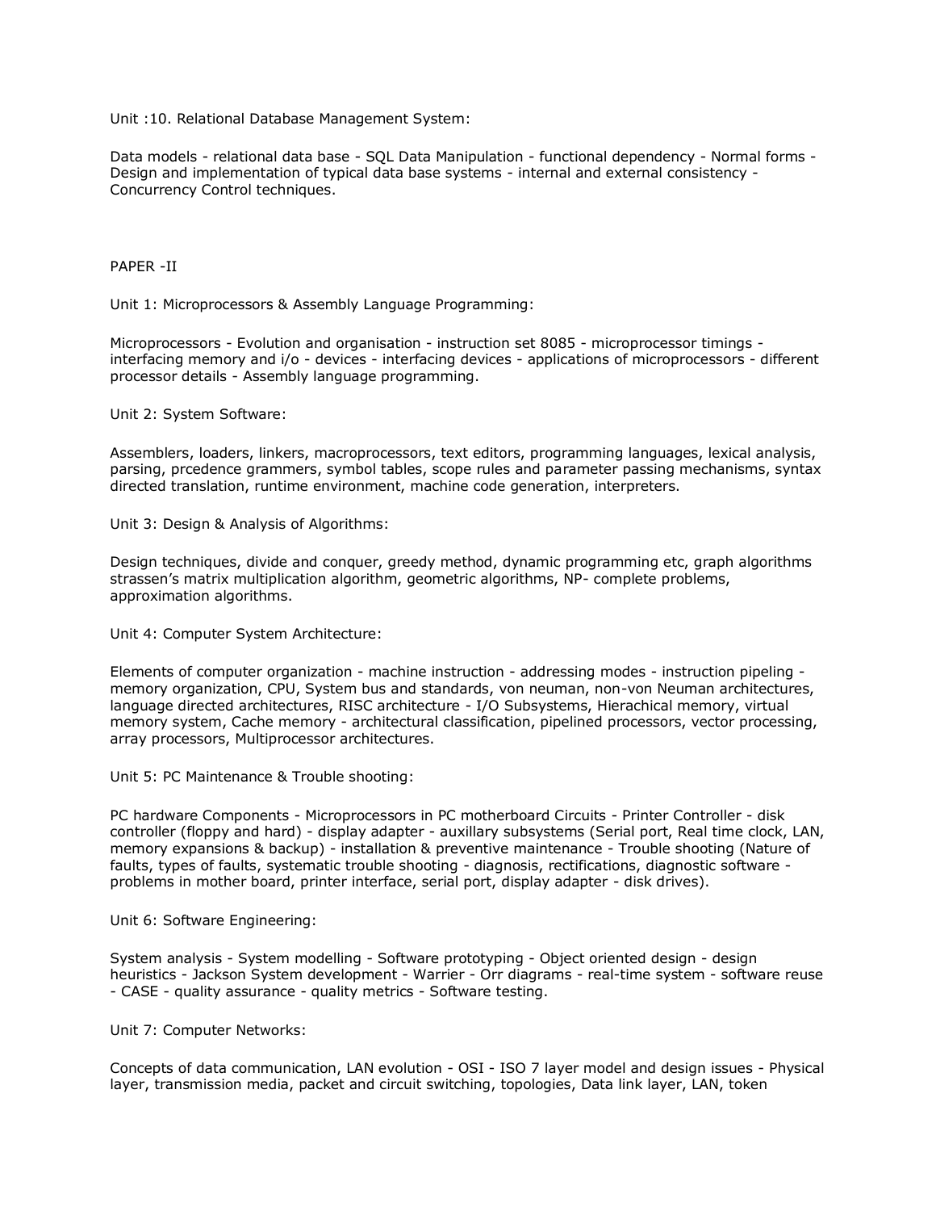Unit :10. Relational Database Management System:

Data models - relational data base - SQL Data Manipulation - functional dependency - Normal forms - Design and implementation of typical data base systems - internal and external consistency - Concurrency Control techniques.

PAPER -II

Unit 1: Microprocessors & Assembly Language Programming:

Microprocessors - Evolution and organisation - instruction set 8085 - microprocessor timings - interfacing memory and i/o - devices - interfacing devices - applications of microprocessors - different processor details - Assembly language programming.

Unit 2: System Software:

Assemblers, loaders, linkers, macroprocessors, text editors, programming languages, lexical analysis, parsing, prcedence grammers, symbol tables, scope rules and parameter passing mechanisms, syntax directed translation, runtime environment, machine code generation, interpreters.

Unit 3: Design & Analysis of Algorithms:

Design techniques, divide and conquer, greedy method, dynamic programming etc, graph algorithms strassen's matrix multiplication algorithm, geometric algorithms, NP- complete problems, approximation algorithms.

Unit 4: Computer System Architecture:

Elements of computer organization - machine instruction - addressing modes - instruction pipeling - memory organization, CPU, System bus and standards, von neuman, non-von Neuman architectures, language directed architectures, RISC architecture - I/O Subsystems, Hierachical memory, virtual memory system, Cache memory - architectural classification, pipelined processors, vector processing, array processors, Multiprocessor architectures.

Unit 5: PC Maintenance & Trouble shooting:

PC hardware Components - Microprocessors in PC motherboard Circuits - Printer Controller - disk controller (floppy and hard) - display adapter - auxillary subsystems (Serial port, Real time clock, LAN, memory expansions & backup) - installation & preventive maintenance - Trouble shooting (Nature of faults, types of faults, systematic trouble shooting - diagnosis, rectifications, diagnostic software - problems in mother board, printer interface, serial port, display adapter - disk drives).

Unit 6: Software Engineering:

System analysis - System modelling - Software prototyping - Object oriented design - design heuristics - Jackson System development - Warrier - Orr diagrams - real-time system - software reuse - CASE - quality assurance - quality metrics - Software testing.

Unit 7: Computer Networks:

Concepts of data communication, LAN evolution - OSI - ISO 7 layer model and design issues - Physical layer, transmission media, packet and circuit switching, topologies, Data link layer, LAN, token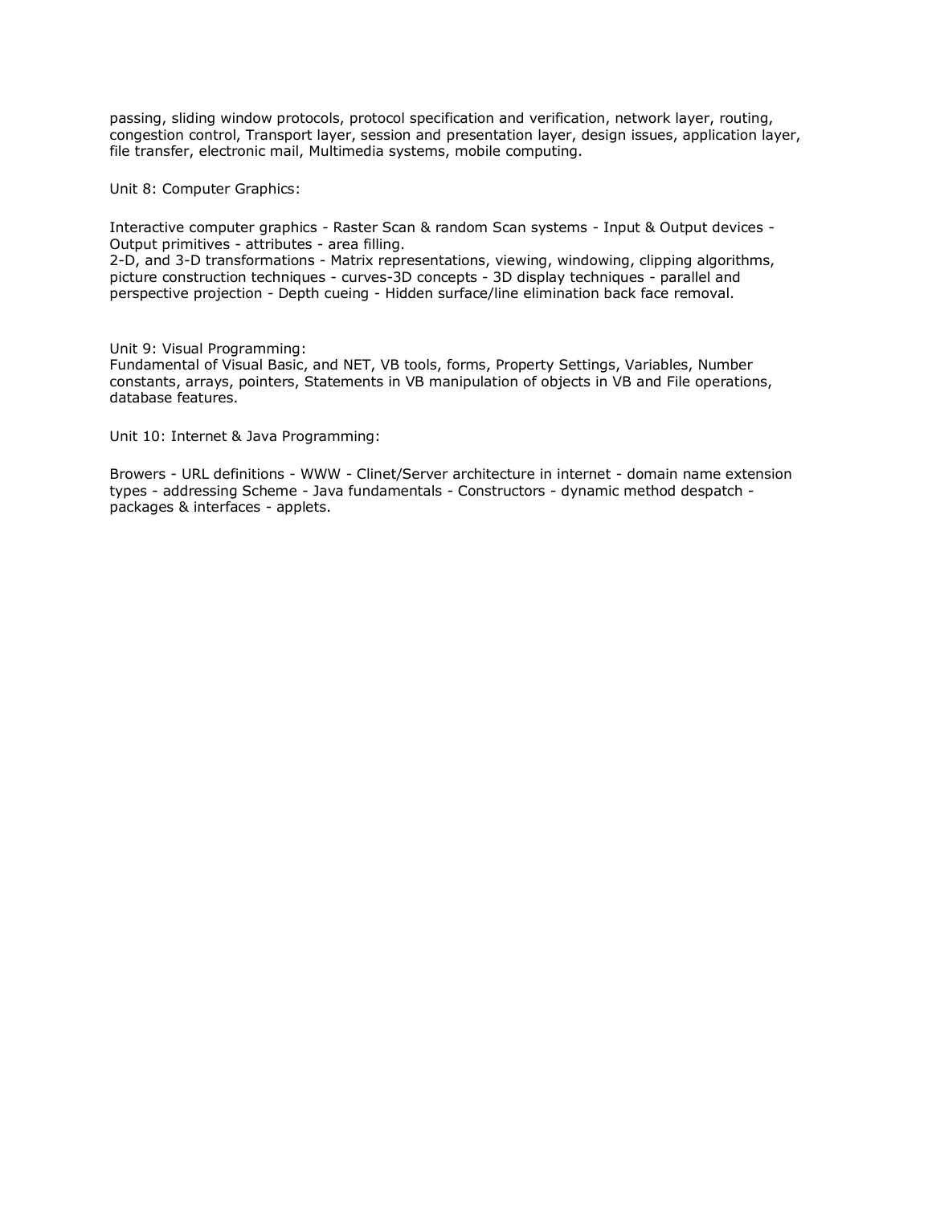passing, sliding window protocols, protocol specification and verification, network layer, routing, congestion control, Transport layer, session and presentation layer, design issues, application layer, file transfer, electronic mail, Multimedia systems, mobile computing.

Unit 8: Computer Graphics:

Interactive computer graphics - Raster Scan & random Scan systems - Input & Output devices - Output primitives - attributes - area filling.
2-D, and 3-D transformations - Matrix representations, viewing, windowing, clipping algorithms, picture construction techniques - curves-3D concepts - 3D display techniques - parallel and perspective projection - Depth cueing - Hidden surface/line elimination back face removal.

Unit 9: Visual Programming:
Fundamental of Visual Basic, and NET, VB tools, forms, Property Settings, Variables, Number constants, arrays, pointers, Statements in VB manipulation of objects in VB and File operations, database features.

Unit 10: Internet & Java Programming:

Browers - URL definitions - WWW - Clinet/Server architecture in internet - domain name extension types - addressing Scheme - Java fundamentals - Constructors - dynamic method despatch - packages & interfaces - applets.